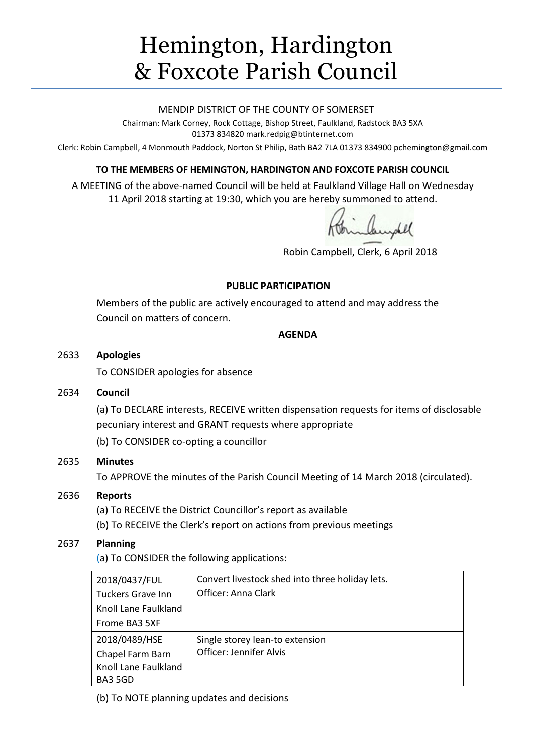# Hemington, Hardington & Foxcote Parish Council

MENDIP DISTRICT OF THE COUNTY OF SOMERSET

Chairman: Mark Corney, Rock Cottage, Bishop Street, Faulkland, Radstock BA3 5XA
01373 834820 mark.redpig@btinternet.com

Clerk: Robin Campbell, 4 Monmouth Paddock, Norton St Philip, Bath BA2 7LA 01373 834900 pchemington@gmail.com

**TO THE MEMBERS OF HEMINGTON, HARDINGTON AND FOXCOTE PARISH COUNCIL**

A MEETING of the above-named Council will be held at Faulkland Village Hall on Wednesday 11 April 2018 starting at 19:30, which you are hereby summoned to attend.

Robin Campbell, Clerk, 6 April 2018

**PUBLIC PARTICIPATION**

Members of the public are actively encouraged to attend and may address the Council on matters of concern.

**AGENDA**

2633 **Apologies**

To CONSIDER apologies for absence

2634 **Council**

(a) To DECLARE interests, RECEIVE written dispensation requests for items of disclosable pecuniary interest and GRANT requests where appropriate

(b) To CONSIDER co-opting a councillor

2635 **Minutes**

To APPROVE the minutes of the Parish Council Meeting of 14 March 2018 (circulated).

2636 **Reports**

(a) To RECEIVE the District Councillor's report as available

(b) To RECEIVE the Clerk's report on actions from previous meetings

2637 **Planning**

(a) To CONSIDER the following applications:

| | | |
|---|---|---|
| 2018/0437/FUL<br>Tuckers Grave Inn<br>Knoll Lane Faulkland<br>Frome BA3 5XF | Convert livestock shed into three holiday lets.<br>Officer: Anna Clark | |
| 2018/0489/HSE<br>Chapel Farm Barn<br>Knoll Lane Faulkland<br>BA3 5GD | Single storey lean-to extension<br>Officer: Jennifer Alvis | |

(b) To NOTE planning updates and decisions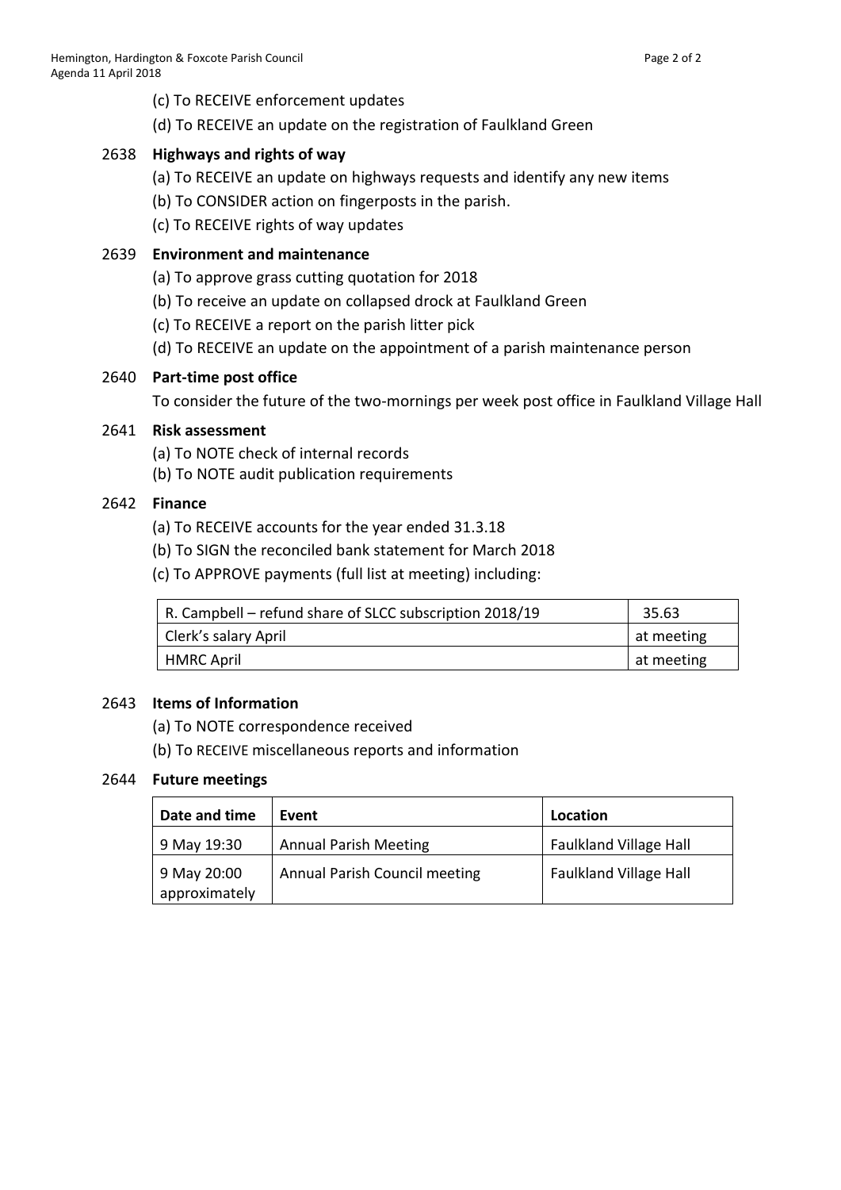(c) To RECEIVE enforcement updates

(d) To RECEIVE an update on the registration of Faulkland Green

**2638 Highways and rights of way**

(a) To RECEIVE an update on highways requests and identify any new items

(b) To CONSIDER action on fingerposts in the parish.

(c) To RECEIVE rights of way updates

**2639 Environment and maintenance**

(a) To approve grass cutting quotation for 2018

(b) To receive an update on collapsed drock at Faulkland Green

(c) To RECEIVE a report on the parish litter pick

(d) To RECEIVE an update on the appointment of a parish maintenance person

**2640 Part-time post office**

To consider the future of the two-mornings per week post office in Faulkland Village Hall

**2641 Risk assessment**

(a) To NOTE check of internal records

(b) To NOTE audit publication requirements

**2642 Finance**

(a) To RECEIVE accounts for the year ended 31.3.18

(b) To SIGN the reconciled bank statement for March 2018

(c) To APPROVE payments (full list at meeting) including:

| | |
|---|---|
| R. Campbell – refund share of SLCC subscription 2018/19 | 35.63 |
| Clerk's salary April | at meeting |
| HMRC April | at meeting |

**2643 Items of Information**

(a) To NOTE correspondence received

(b) To RECEIVE miscellaneous reports and information

**2644 Future meetings**

| Date and time | Event | Location |
|---|---|---|
| 9 May 19:30 | Annual Parish Meeting | Faulkland Village Hall |
| 9 May 20:00 approximately | Annual Parish Council meeting | Faulkland Village Hall |